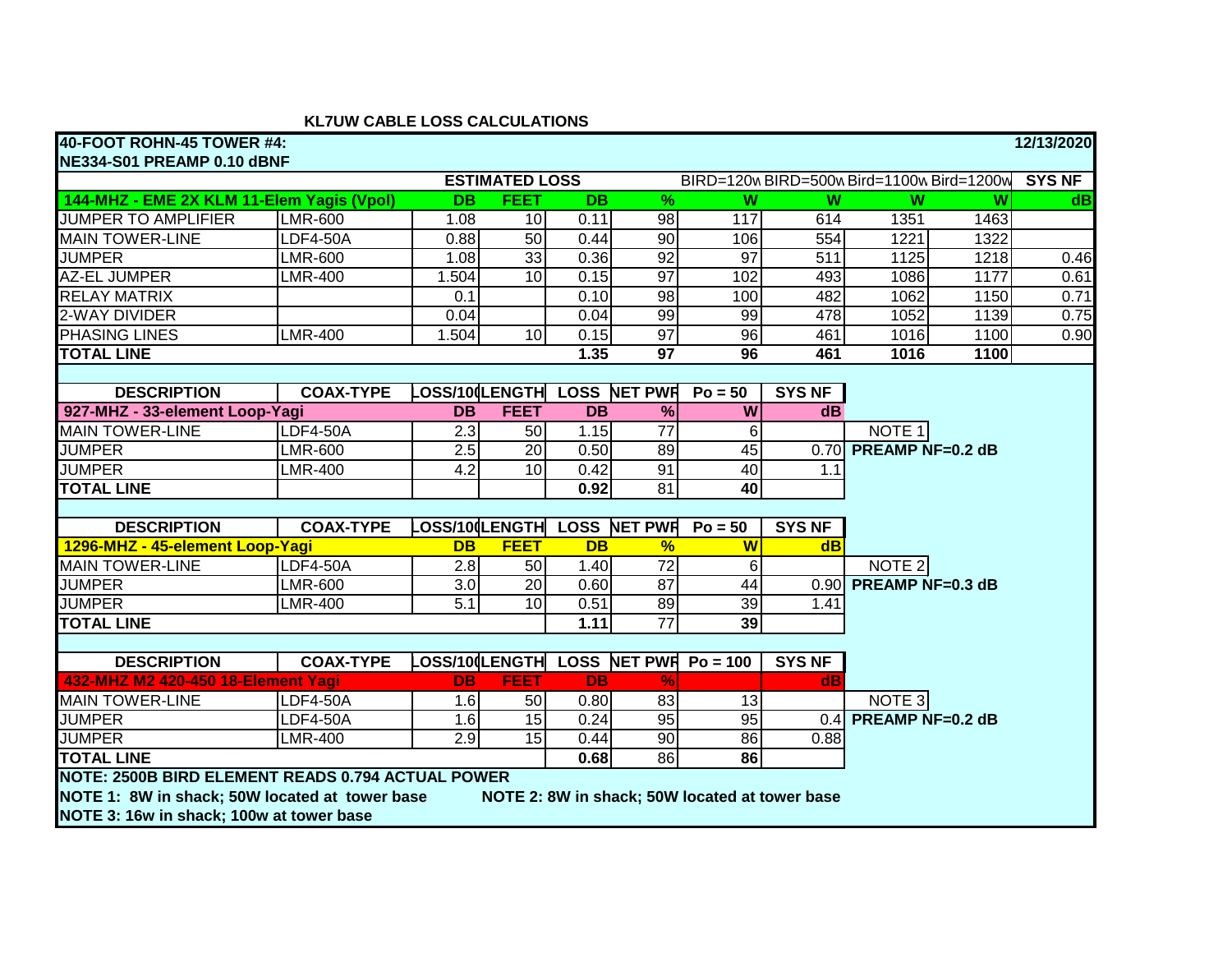## KL7UW CABLE LOSS CALCULATIONS

**40-FOOT ROHN-45 TOWER #4:** **12/13/2020**

**NE334-S01 PREAMP 0.10 dBNF**

| | | ESTIMATED LOSS | | | | BIRD=120w | BIRD=500w | Bird=1100w | Bird=1200w | SYS NF |
|---|---|---|---|---|---|---|---|---|---|---|
| **144-MHZ - EME 2X KLM 11-Elem Yagis (Vpol)** | | **DB** | **FEET** | **DB** | **%** | **W** | **W** | **W** | **W** | **dB** |
| JUMPER TO AMPLIFIER | LMR-600 | 1.08 | 10 | 0.11 | 98 | 117 | 614 | 1351 | 1463 | |
| MAIN TOWER-LINE | LDF4-50A | 0.88 | 50 | 0.44 | 90 | 106 | 554 | 1221 | 1322 | |
| JUMPER | LMR-600 | 1.08 | 33 | 0.36 | 92 | 97 | 511 | 1125 | 1218 | 0.46 |
| AZ-EL JUMPER | LMR-400 | 1.504 | 10 | 0.15 | 97 | 102 | 493 | 1086 | 1177 | 0.61 |
| RELAY MATRIX | | 0.1 | | 0.10 | 98 | 100 | 482 | 1062 | 1150 | 0.71 |
| 2-WAY DIVIDER | | 0.04 | | 0.04 | 99 | 99 | 478 | 1052 | 1139 | 0.75 |
| PHASING LINES | LMR-400 | 1.504 | 10 | 0.15 | 97 | 96 | 461 | 1016 | 1100 | 0.90 |
| **TOTAL LINE** | | | | **1.35** | **97** | **96** | **461** | **1016** | **1100** | |

| DESCRIPTION | COAX-TYPE | LOSS/100 | LENGTH | LOSS | NET PWR | Po = 50 | SYS NF | |
|---|---|---|---|---|---|---|---|---|
| **927-MHZ - 33-element Loop-Yagi** | | **DB** | **FEET** | **DB** | **%** | **W** | **dB** | |
| MAIN TOWER-LINE | LDF4-50A | 2.3 | 50 | 1.15 | 77 | 6 | | NOTE 1 |
| JUMPER | LMR-600 | 2.5 | 20 | 0.50 | 89 | 45 | 0.70 | **PREAMP NF=0.2 dB** |
| JUMPER | LMR-400 | 4.2 | 10 | 0.42 | 91 | 40 | 1.1 | |
| **TOTAL LINE** | | | | **0.92** | 81 | **40** | | |

| DESCRIPTION | COAX-TYPE | LOSS/100 | LENGTH | LOSS | NET PWR | Po = 50 | SYS NF | |
|---|---|---|---|---|---|---|---|---|
| **1296-MHZ - 45-element Loop-Yagi** | | **DB** | **FEET** | **DB** | **%** | **W** | **dB** | |
| MAIN TOWER-LINE | LDF4-50A | 2.8 | 50 | 1.40 | 72 | 6 | | NOTE 2 |
| JUMPER | LMR-600 | 3.0 | 20 | 0.60 | 87 | 44 | 0.90 | **PREAMP NF=0.3 dB** |
| JUMPER | LMR-400 | 5.1 | 10 | 0.51 | 89 | 39 | 1.41 | |
| **TOTAL LINE** | | | | **1.11** | 77 | **39** | | |

| DESCRIPTION | COAX-TYPE | LOSS/100 | LENGTH | LOSS | NET PWR | Po = 100 | SYS NF | |
|---|---|---|---|---|---|---|---|---|
| **432-MHZ M2 420-450 18-Element Yagi** | | **DB** | **FEET** | **DB** | **%** | | **dB** | |
| MAIN TOWER-LINE | LDF4-50A | 1.6 | 50 | 0.80 | 83 | 13 | | NOTE 3 |
| JUMPER | LDF4-50A | 1.6 | 15 | 0.24 | 95 | 95 | 0.4 | **PREAMP NF=0.2 dB** |
| JUMPER | LMR-400 | 2.9 | 15 | 0.44 | 90 | 86 | 0.88 | |
| **TOTAL LINE** | | | | **0.68** | 86 | **86** | | |

**NOTE: 2500B BIRD ELEMENT READS 0.794 ACTUAL POWER**

**NOTE 1: 8W in shack; 50W located at tower base**

**NOTE 2: 8W in shack; 50W located at tower base**

**NOTE 3: 16w in shack; 100w at tower base**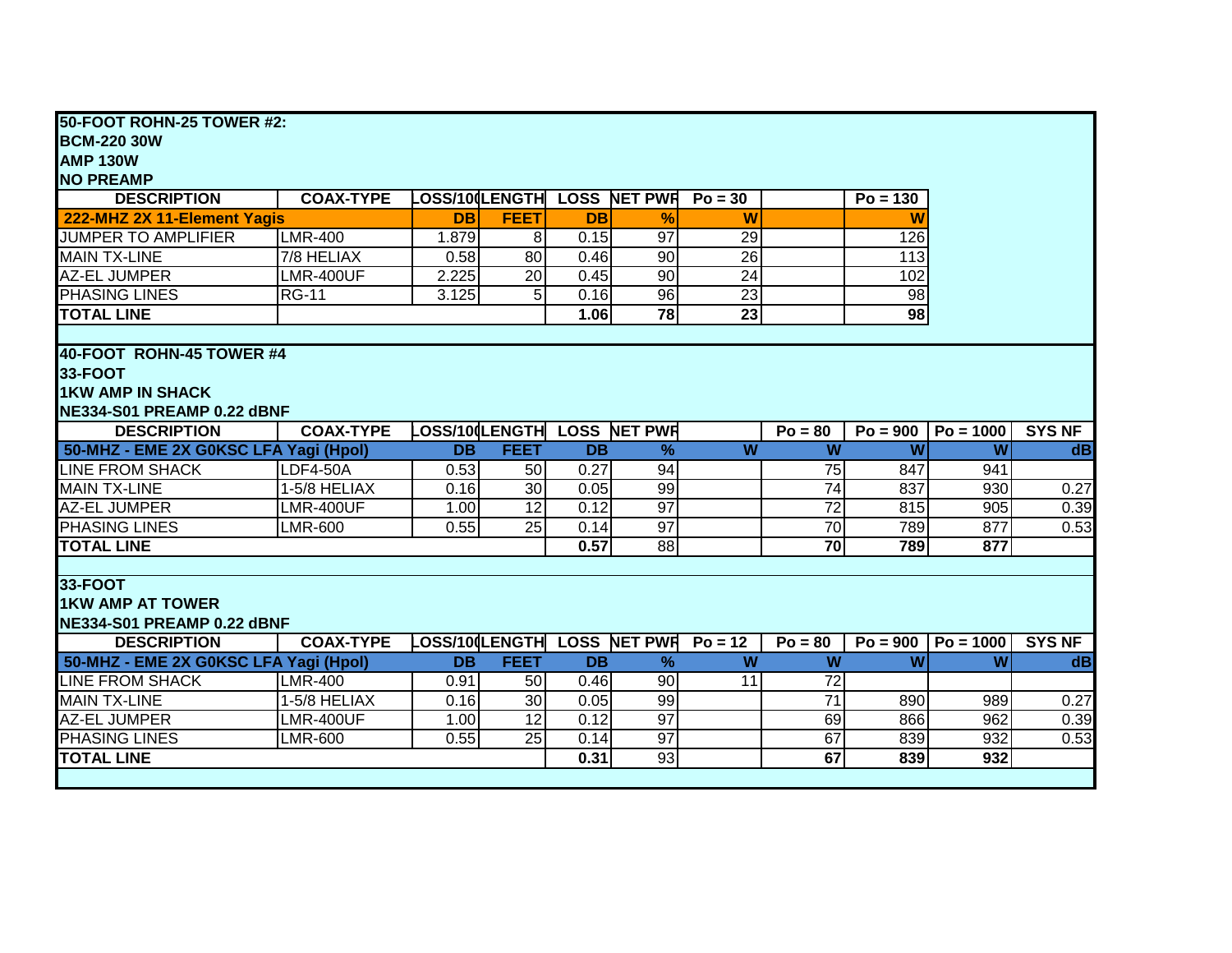**50-FOOT ROHN-25 TOWER #2:**
**BCM-220 30W**
**AMP 130W**
**NO PREAMP**

| DESCRIPTION | COAX-TYPE | LOSS/100 | LENGTH | LOSS | NET PWR | Po = 30 | | Po = 130 |
|---|---|---|---|---|---|---|---|---|
| **222-MHZ 2X 11-Element Yagis** | | **DB** | **FEET** | **DB** | **%** | **W** | | **W** |
| JUMPER TO AMPLIFIER | LMR-400 | 1.879 | 8 | 0.15 | 97 | 29 | | 126 |
| MAIN TX-LINE | 7/8 HELIAX | 0.58 | 80 | 0.46 | 90 | 26 | | 113 |
| AZ-EL JUMPER | LMR-400UF | 2.225 | 20 | 0.45 | 90 | 24 | | 102 |
| PHASING LINES | RG-11 | 3.125 | 5 | 0.16 | 96 | 23 | | 98 |
| **TOTAL LINE** | | | | **1.06** | **78** | **23** | | **98** |

**40-FOOT ROHN-45 TOWER #4**
**33-FOOT**
**1KW AMP IN SHACK**
**NE334-S01 PREAMP 0.22 dBNF**

| DESCRIPTION | COAX-TYPE | LOSS/100 | LENGTH | LOSS | NET PWR | | Po = 80 | Po = 900 | Po = 1000 | SYS NF |
|---|---|---|---|---|---|---|---|---|---|---|
| **50-MHZ - EME 2X G0KSC LFA Yagi (Hpol)** | | **DB** | **FEET** | **DB** | **%** | **W** | **W** | **W** | **W** | **dB** |
| LINE FROM SHACK | LDF4-50A | 0.53 | 50 | 0.27 | 94 | | 75 | 847 | 941 | |
| MAIN TX-LINE | 1-5/8 HELIAX | 0.16 | 30 | 0.05 | 99 | | 74 | 837 | 930 | 0.27 |
| AZ-EL JUMPER | LMR-400UF | 1.00 | 12 | 0.12 | 97 | | 72 | 815 | 905 | 0.39 |
| PHASING LINES | LMR-600 | 0.55 | 25 | 0.14 | 97 | | 70 | 789 | 877 | 0.53 |
| **TOTAL LINE** | | | | **0.57** | 88 | | **70** | **789** | **877** | |

**33-FOOT**
**1KW AMP AT TOWER**
**NE334-S01 PREAMP 0.22 dBNF**

| DESCRIPTION | COAX-TYPE | LOSS/100 | LENGTH | LOSS | NET PWR | Po = 12 | Po = 80 | Po = 900 | Po = 1000 | SYS NF |
|---|---|---|---|---|---|---|---|---|---|---|
| **50-MHZ - EME 2X G0KSC LFA Yagi (Hpol)** | | **DB** | **FEET** | **DB** | **%** | **W** | **W** | **W** | **W** | **dB** |
| LINE FROM SHACK | LMR-400 | 0.91 | 50 | 0.46 | 90 | 11 | 72 | | | |
| MAIN TX-LINE | 1-5/8 HELIAX | 0.16 | 30 | 0.05 | 99 | | 71 | 890 | 989 | 0.27 |
| AZ-EL JUMPER | LMR-400UF | 1.00 | 12 | 0.12 | 97 | | 69 | 866 | 962 | 0.39 |
| PHASING LINES | LMR-600 | 0.55 | 25 | 0.14 | 97 | | 67 | 839 | 932 | 0.53 |
| **TOTAL LINE** | | | | **0.31** | 93 | | **67** | **839** | **932** | |